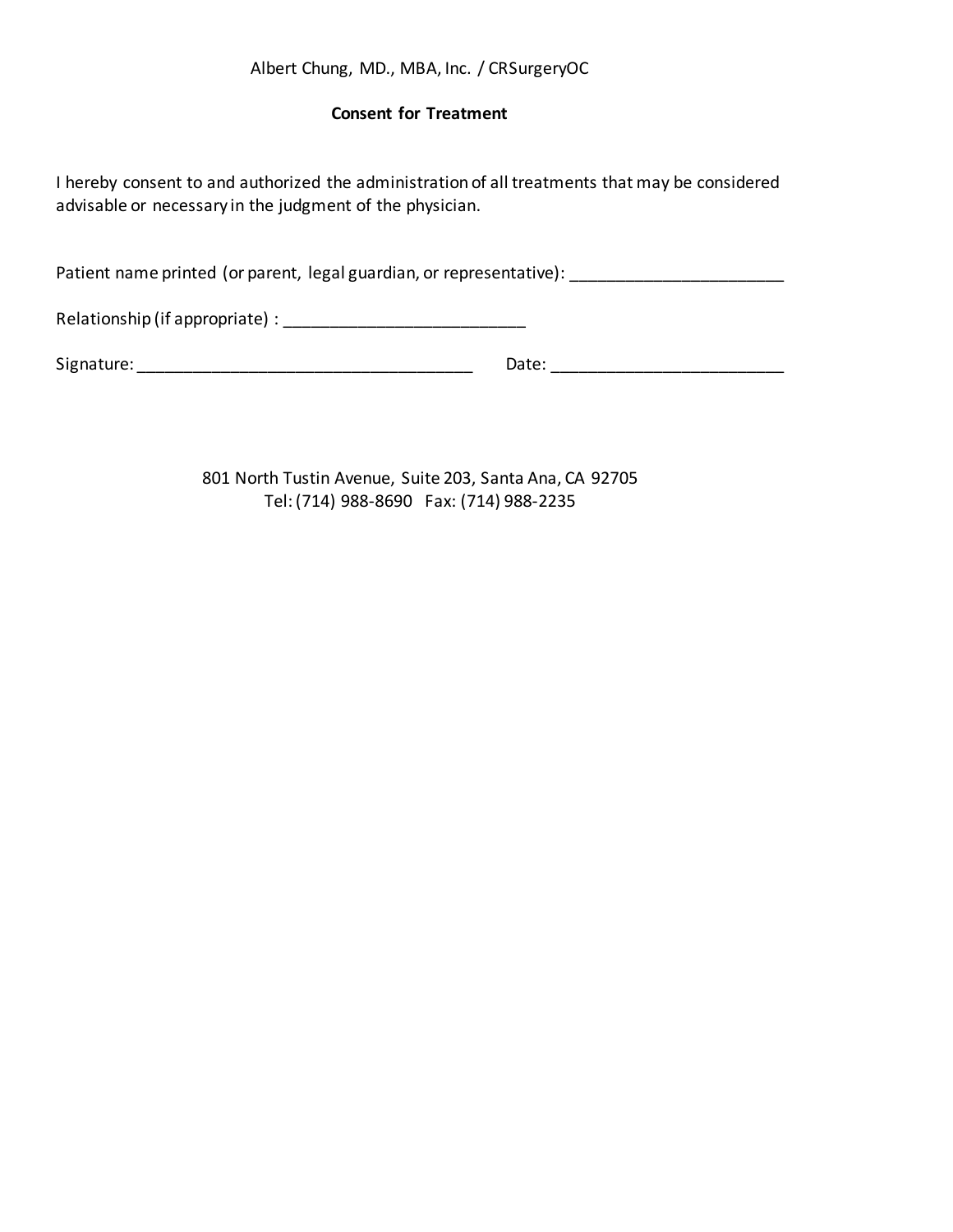Albert Chung, MD., MBA, Inc. / CRSurgeryOC

**Consent for Treatment**

I hereby consent to and authorized the administration of all treatments that may be considered advisable or necessary in the judgment of the physician.

Patient name printed (or parent, legal guardian, or representative): ________________________

Relationship (if appropriate) : ___________________________

Signature: ______________________________________ Date: __________________________

801 North Tustin Avenue, Suite 203, Santa Ana, CA 92705
Tel: (714) 988-8690 Fax: (714) 988-2235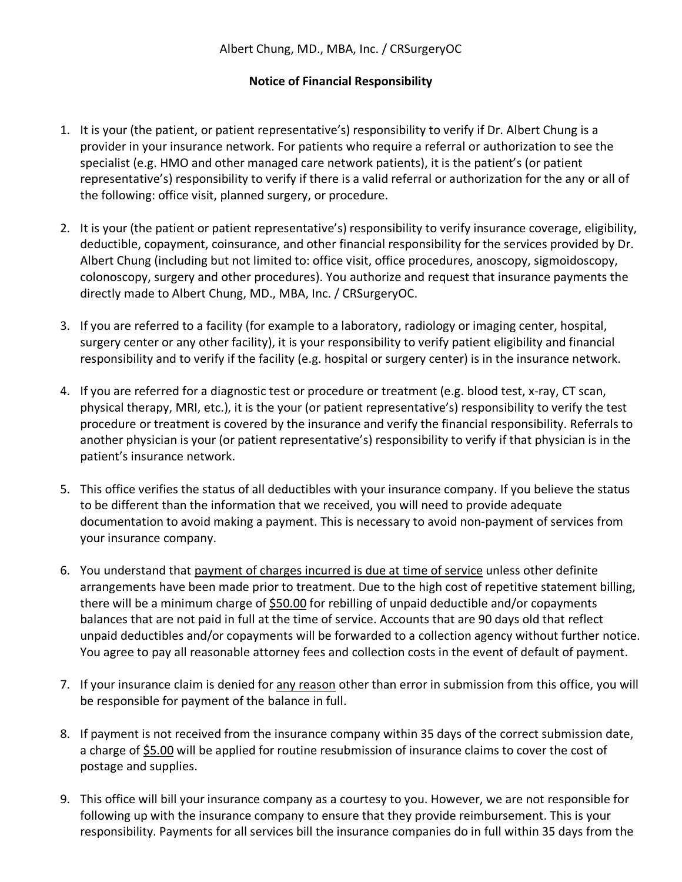Albert Chung, MD., MBA, Inc. / CRSurgeryOC

**Notice of Financial Responsibility**

1. It is your (the patient, or patient representative's) responsibility to verify if Dr. Albert Chung is a provider in your insurance network. For patients who require a referral or authorization to see the specialist (e.g. HMO and other managed care network patients), it is the patient's (or patient representative's) responsibility to verify if there is a valid referral or authorization for the any or all of the following: office visit, planned surgery, or procedure.

2. It is your (the patient or patient representative's) responsibility to verify insurance coverage, eligibility, deductible, copayment, coinsurance, and other financial responsibility for the services provided by Dr. Albert Chung (including but not limited to: office visit, office procedures, anoscopy, sigmoidoscopy, colonoscopy, surgery and other procedures). You authorize and request that insurance payments the directly made to Albert Chung, MD., MBA, Inc. / CRSurgeryOC.

3. If you are referred to a facility (for example to a laboratory, radiology or imaging center, hospital, surgery center or any other facility), it is your responsibility to verify patient eligibility and financial responsibility and to verify if the facility (e.g. hospital or surgery center) is in the insurance network.

4. If you are referred for a diagnostic test or procedure or treatment (e.g. blood test, x-ray, CT scan, physical therapy, MRI, etc.), it is the your (or patient representative's) responsibility to verify the test procedure or treatment is covered by the insurance and verify the financial responsibility. Referrals to another physician is your (or patient representative's) responsibility to verify if that physician is in the patient's insurance network.

5. This office verifies the status of all deductibles with your insurance company. If you believe the status to be different than the information that we received, you will need to provide adequate documentation to avoid making a payment. This is necessary to avoid non-payment of services from your insurance company.

6. You understand that <u>payment of charges incurred is due at time of service</u> unless other definite arrangements have been made prior to treatment. Due to the high cost of repetitive statement billing, there will be a minimum charge of <u>$50.00</u> for rebilling of unpaid deductible and/or copayments balances that are not paid in full at the time of service. Accounts that are 90 days old that reflect unpaid deductibles and/or copayments will be forwarded to a collection agency without further notice. You agree to pay all reasonable attorney fees and collection costs in the event of default of payment.

7. If your insurance claim is denied for <u>any reason</u> other than error in submission from this office, you will be responsible for payment of the balance in full.

8. If payment is not received from the insurance company within 35 days of the correct submission date, a charge of <u>$5.00</u> will be applied for routine resubmission of insurance claims to cover the cost of postage and supplies.

9. This office will bill your insurance company as a courtesy to you. However, we are not responsible for following up with the insurance company to ensure that they provide reimbursement. This is your responsibility. Payments for all services bill the insurance companies do in full within 35 days from the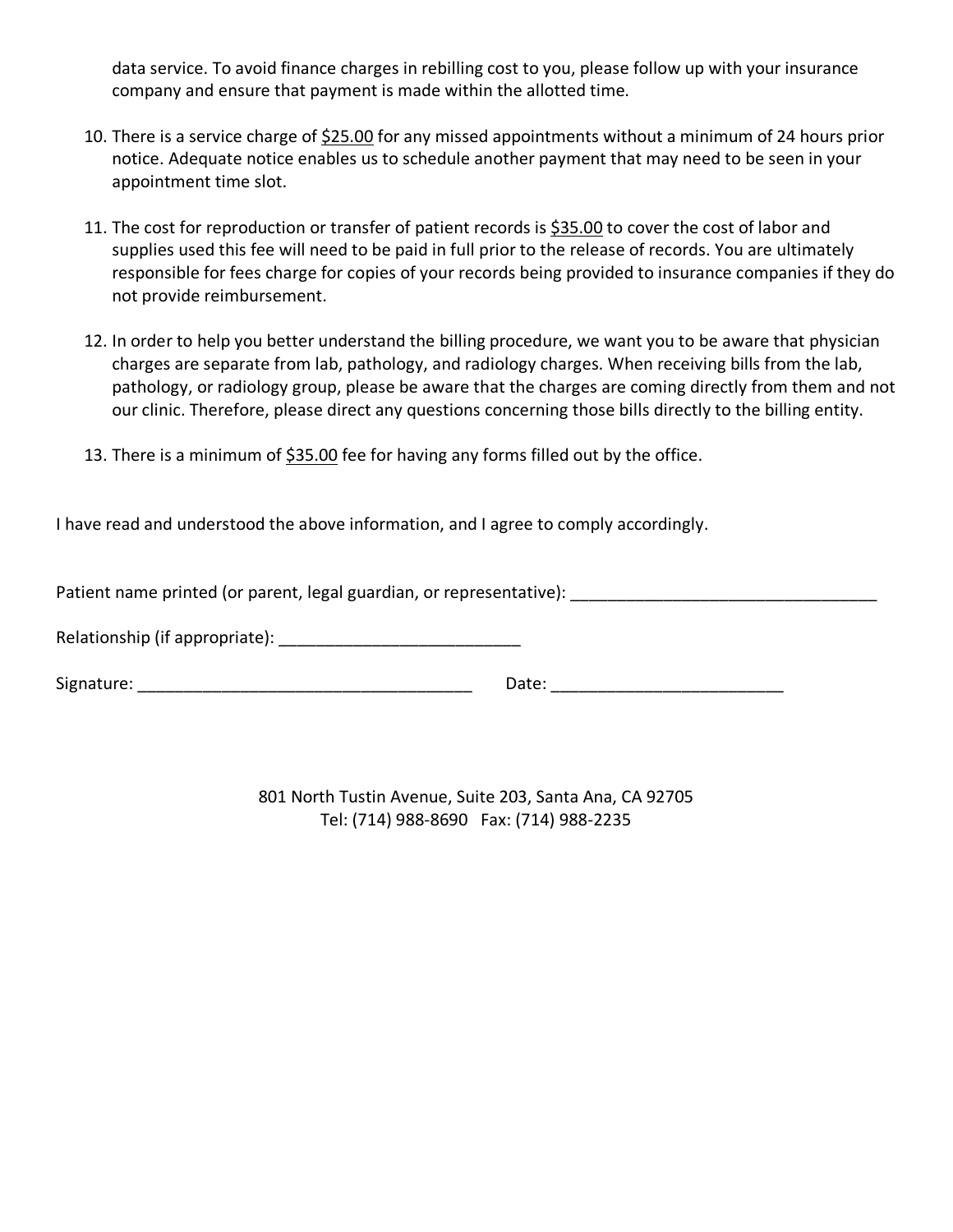data service. To avoid finance charges in rebilling cost to you, please follow up with your insurance company and ensure that payment is made within the allotted time.

10. There is a service charge of $25.00 for any missed appointments without a minimum of 24 hours prior notice. Adequate notice enables us to schedule another payment that may need to be seen in your appointment time slot.

11. The cost for reproduction or transfer of patient records is $35.00 to cover the cost of labor and supplies used this fee will need to be paid in full prior to the release of records. You are ultimately responsible for fees charge for copies of your records being provided to insurance companies if they do not provide reimbursement.

12. In order to help you better understand the billing procedure, we want you to be aware that physician charges are separate from lab, pathology, and radiology charges. When receiving bills from the lab, pathology, or radiology group, please be aware that the charges are coming directly from them and not our clinic. Therefore, please direct any questions concerning those bills directly to the billing entity.

13. There is a minimum of $35.00 fee for having any forms filled out by the office.

I have read and understood the above information, and I agree to comply accordingly.

Patient name printed (or parent, legal guardian, or representative): ________________________________

Relationship (if appropriate): _________________________

Signature: ____________________________________ Date: _________________________

801 North Tustin Avenue, Suite 203, Santa Ana, CA 92705
Tel: (714) 988-8690 Fax: (714) 988-2235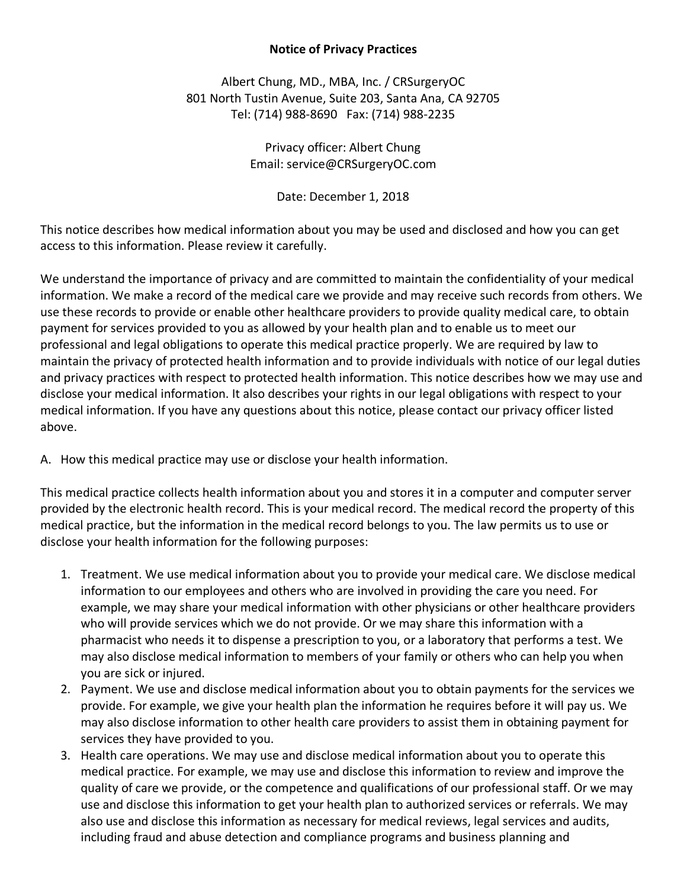**Notice of Privacy Practices**

Albert Chung, MD., MBA, Inc. / CRSurgeryOC
801 North Tustin Avenue, Suite 203, Santa Ana, CA 92705
Tel: (714) 988-8690 Fax: (714) 988-2235

Privacy officer: Albert Chung
Email: service@CRSurgeryOC.com

Date: December 1, 2018

This notice describes how medical information about you may be used and disclosed and how you can get access to this information. Please review it carefully.

We understand the importance of privacy and are committed to maintain the confidentiality of your medical information. We make a record of the medical care we provide and may receive such records from others. We use these records to provide or enable other healthcare providers to provide quality medical care, to obtain payment for services provided to you as allowed by your health plan and to enable us to meet our professional and legal obligations to operate this medical practice properly. We are required by law to maintain the privacy of protected health information and to provide individuals with notice of our legal duties and privacy practices with respect to protected health information. This notice describes how we may use and disclose your medical information. It also describes your rights in our legal obligations with respect to your medical information. If you have any questions about this notice, please contact our privacy officer listed above.

A. How this medical practice may use or disclose your health information.

This medical practice collects health information about you and stores it in a computer and computer server provided by the electronic health record. This is your medical record. The medical record the property of this medical practice, but the information in the medical record belongs to you. The law permits us to use or disclose your health information for the following purposes:

1. Treatment. We use medical information about you to provide your medical care. We disclose medical information to our employees and others who are involved in providing the care you need. For example, we may share your medical information with other physicians or other healthcare providers who will provide services which we do not provide. Or we may share this information with a pharmacist who needs it to dispense a prescription to you, or a laboratory that performs a test. We may also disclose medical information to members of your family or others who can help you when you are sick or injured.
2. Payment. We use and disclose medical information about you to obtain payments for the services we provide. For example, we give your health plan the information he requires before it will pay us. We may also disclose information to other health care providers to assist them in obtaining payment for services they have provided to you.
3. Health care operations. We may use and disclose medical information about you to operate this medical practice. For example, we may use and disclose this information to review and improve the quality of care we provide, or the competence and qualifications of our professional staff. Or we may use and disclose this information to get your health plan to authorized services or referrals. We may also use and disclose this information as necessary for medical reviews, legal services and audits, including fraud and abuse detection and compliance programs and business planning and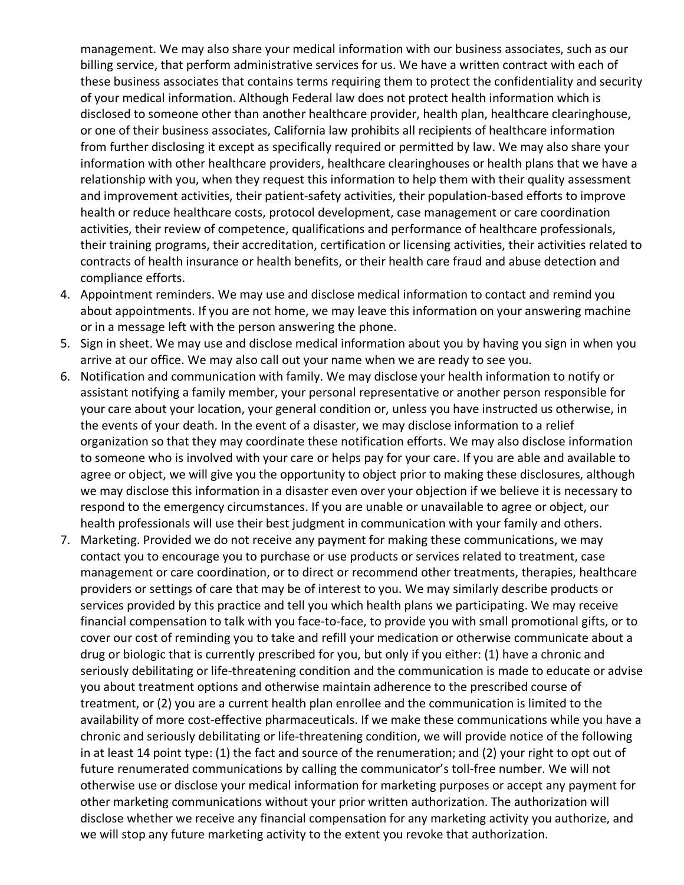management. We may also share your medical information with our business associates, such as our billing service, that perform administrative services for us. We have a written contract with each of these business associates that contains terms requiring them to protect the confidentiality and security of your medical information. Although Federal law does not protect health information which is disclosed to someone other than another healthcare provider, health plan, healthcare clearinghouse, or one of their business associates, California law prohibits all recipients of healthcare information from further disclosing it except as specifically required or permitted by law. We may also share your information with other healthcare providers, healthcare clearinghouses or health plans that we have a relationship with you, when they request this information to help them with their quality assessment and improvement activities, their patient-safety activities, their population-based efforts to improve health or reduce healthcare costs, protocol development, case management or care coordination activities, their review of competence, qualifications and performance of healthcare professionals, their training programs, their accreditation, certification or licensing activities, their activities related to contracts of health insurance or health benefits, or their health care fraud and abuse detection and compliance efforts.

4. Appointment reminders. We may use and disclose medical information to contact and remind you about appointments. If you are not home, we may leave this information on your answering machine or in a message left with the person answering the phone.
5. Sign in sheet. We may use and disclose medical information about you by having you sign in when you arrive at our office. We may also call out your name when we are ready to see you.
6. Notification and communication with family. We may disclose your health information to notify or assistant notifying a family member, your personal representative or another person responsible for your care about your location, your general condition or, unless you have instructed us otherwise, in the events of your death. In the event of a disaster, we may disclose information to a relief organization so that they may coordinate these notification efforts. We may also disclose information to someone who is involved with your care or helps pay for your care. If you are able and available to agree or object, we will give you the opportunity to object prior to making these disclosures, although we may disclose this information in a disaster even over your objection if we believe it is necessary to respond to the emergency circumstances. If you are unable or unavailable to agree or object, our health professionals will use their best judgment in communication with your family and others.
7. Marketing. Provided we do not receive any payment for making these communications, we may contact you to encourage you to purchase or use products or services related to treatment, case management or care coordination, or to direct or recommend other treatments, therapies, healthcare providers or settings of care that may be of interest to you. We may similarly describe products or services provided by this practice and tell you which health plans we participating. We may receive financial compensation to talk with you face-to-face, to provide you with small promotional gifts, or to cover our cost of reminding you to take and refill your medication or otherwise communicate about a drug or biologic that is currently prescribed for you, but only if you either: (1) have a chronic and seriously debilitating or life-threatening condition and the communication is made to educate or advise you about treatment options and otherwise maintain adherence to the prescribed course of treatment, or (2) you are a current health plan enrollee and the communication is limited to the availability of more cost-effective pharmaceuticals. If we make these communications while you have a chronic and seriously debilitating or life-threatening condition, we will provide notice of the following in at least 14 point type: (1) the fact and source of the renumeration; and (2) your right to opt out of future renumerated communications by calling the communicator's toll-free number. We will not otherwise use or disclose your medical information for marketing purposes or accept any payment for other marketing communications without your prior written authorization. The authorization will disclose whether we receive any financial compensation for any marketing activity you authorize, and we will stop any future marketing activity to the extent you revoke that authorization.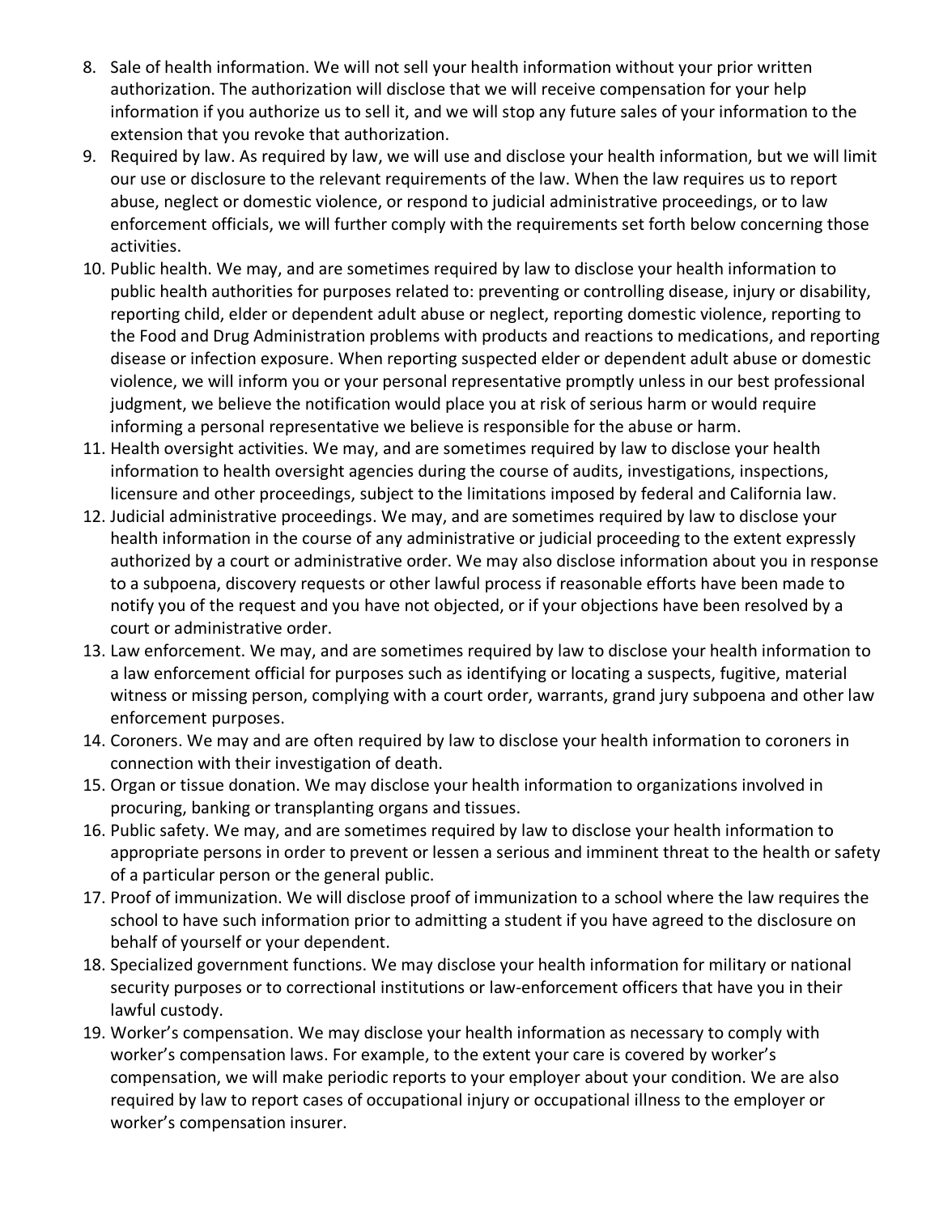8. Sale of health information. We will not sell your health information without your prior written authorization. The authorization will disclose that we will receive compensation for your help information if you authorize us to sell it, and we will stop any future sales of your information to the extension that you revoke that authorization.
9. Required by law. As required by law, we will use and disclose your health information, but we will limit our use or disclosure to the relevant requirements of the law. When the law requires us to report abuse, neglect or domestic violence, or respond to judicial administrative proceedings, or to law enforcement officials, we will further comply with the requirements set forth below concerning those activities.
10. Public health. We may, and are sometimes required by law to disclose your health information to public health authorities for purposes related to: preventing or controlling disease, injury or disability, reporting child, elder or dependent adult abuse or neglect, reporting domestic violence, reporting to the Food and Drug Administration problems with products and reactions to medications, and reporting disease or infection exposure. When reporting suspected elder or dependent adult abuse or domestic violence, we will inform you or your personal representative promptly unless in our best professional judgment, we believe the notification would place you at risk of serious harm or would require informing a personal representative we believe is responsible for the abuse or harm.
11. Health oversight activities. We may, and are sometimes required by law to disclose your health information to health oversight agencies during the course of audits, investigations, inspections, licensure and other proceedings, subject to the limitations imposed by federal and California law.
12. Judicial administrative proceedings. We may, and are sometimes required by law to disclose your health information in the course of any administrative or judicial proceeding to the extent expressly authorized by a court or administrative order. We may also disclose information about you in response to a subpoena, discovery requests or other lawful process if reasonable efforts have been made to notify you of the request and you have not objected, or if your objections have been resolved by a court or administrative order.
13. Law enforcement. We may, and are sometimes required by law to disclose your health information to a law enforcement official for purposes such as identifying or locating a suspects, fugitive, material witness or missing person, complying with a court order, warrants, grand jury subpoena and other law enforcement purposes.
14. Coroners. We may and are often required by law to disclose your health information to coroners in connection with their investigation of death.
15. Organ or tissue donation. We may disclose your health information to organizations involved in procuring, banking or transplanting organs and tissues.
16. Public safety. We may, and are sometimes required by law to disclose your health information to appropriate persons in order to prevent or lessen a serious and imminent threat to the health or safety of a particular person or the general public.
17. Proof of immunization. We will disclose proof of immunization to a school where the law requires the school to have such information prior to admitting a student if you have agreed to the disclosure on behalf of yourself or your dependent.
18. Specialized government functions. We may disclose your health information for military or national security purposes or to correctional institutions or law-enforcement officers that have you in their lawful custody.
19. Worker's compensation. We may disclose your health information as necessary to comply with worker's compensation laws. For example, to the extent your care is covered by worker's compensation, we will make periodic reports to your employer about your condition. We are also required by law to report cases of occupational injury or occupational illness to the employer or worker's compensation insurer.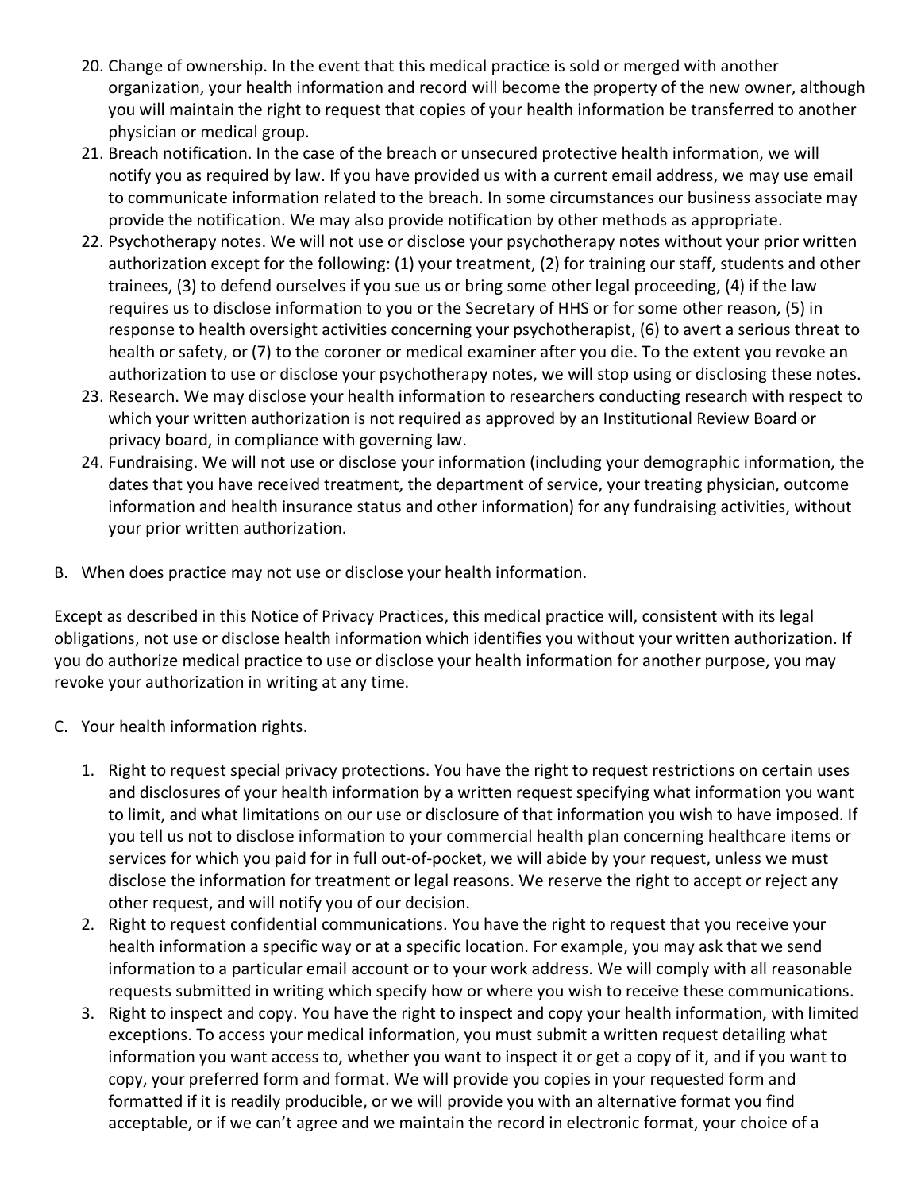20. Change of ownership. In the event that this medical practice is sold or merged with another organization, your health information and record will become the property of the new owner, although you will maintain the right to request that copies of your health information be transferred to another physician or medical group.
21. Breach notification. In the case of the breach or unsecured protective health information, we will notify you as required by law. If you have provided us with a current email address, we may use email to communicate information related to the breach. In some circumstances our business associate may provide the notification. We may also provide notification by other methods as appropriate.
22. Psychotherapy notes. We will not use or disclose your psychotherapy notes without your prior written authorization except for the following: (1) your treatment, (2) for training our staff, students and other trainees, (3) to defend ourselves if you sue us or bring some other legal proceeding, (4) if the law requires us to disclose information to you or the Secretary of HHS or for some other reason, (5) in response to health oversight activities concerning your psychotherapist, (6) to avert a serious threat to health or safety, or (7) to the coroner or medical examiner after you die. To the extent you revoke an authorization to use or disclose your psychotherapy notes, we will stop using or disclosing these notes.
23. Research. We may disclose your health information to researchers conducting research with respect to which your written authorization is not required as approved by an Institutional Review Board or privacy board, in compliance with governing law.
24. Fundraising. We will not use or disclose your information (including your demographic information, the dates that you have received treatment, the department of service, your treating physician, outcome information and health insurance status and other information) for any fundraising activities, without your prior written authorization.

B. When does practice may not use or disclose your health information.

Except as described in this Notice of Privacy Practices, this medical practice will, consistent with its legal obligations, not use or disclose health information which identifies you without your written authorization. If you do authorize medical practice to use or disclose your health information for another purpose, you may revoke your authorization in writing at any time.

C. Your health information rights.

1. Right to request special privacy protections. You have the right to request restrictions on certain uses and disclosures of your health information by a written request specifying what information you want to limit, and what limitations on our use or disclosure of that information you wish to have imposed. If you tell us not to disclose information to your commercial health plan concerning healthcare items or services for which you paid for in full out-of-pocket, we will abide by your request, unless we must disclose the information for treatment or legal reasons. We reserve the right to accept or reject any other request, and will notify you of our decision.
2. Right to request confidential communications. You have the right to request that you receive your health information a specific way or at a specific location. For example, you may ask that we send information to a particular email account or to your work address. We will comply with all reasonable requests submitted in writing which specify how or where you wish to receive these communications.
3. Right to inspect and copy. You have the right to inspect and copy your health information, with limited exceptions. To access your medical information, you must submit a written request detailing what information you want access to, whether you want to inspect it or get a copy of it, and if you want to copy, your preferred form and format. We will provide you copies in your requested form and formatted if it is readily producible, or we will provide you with an alternative format you find acceptable, or if we can't agree and we maintain the record in electronic format, your choice of a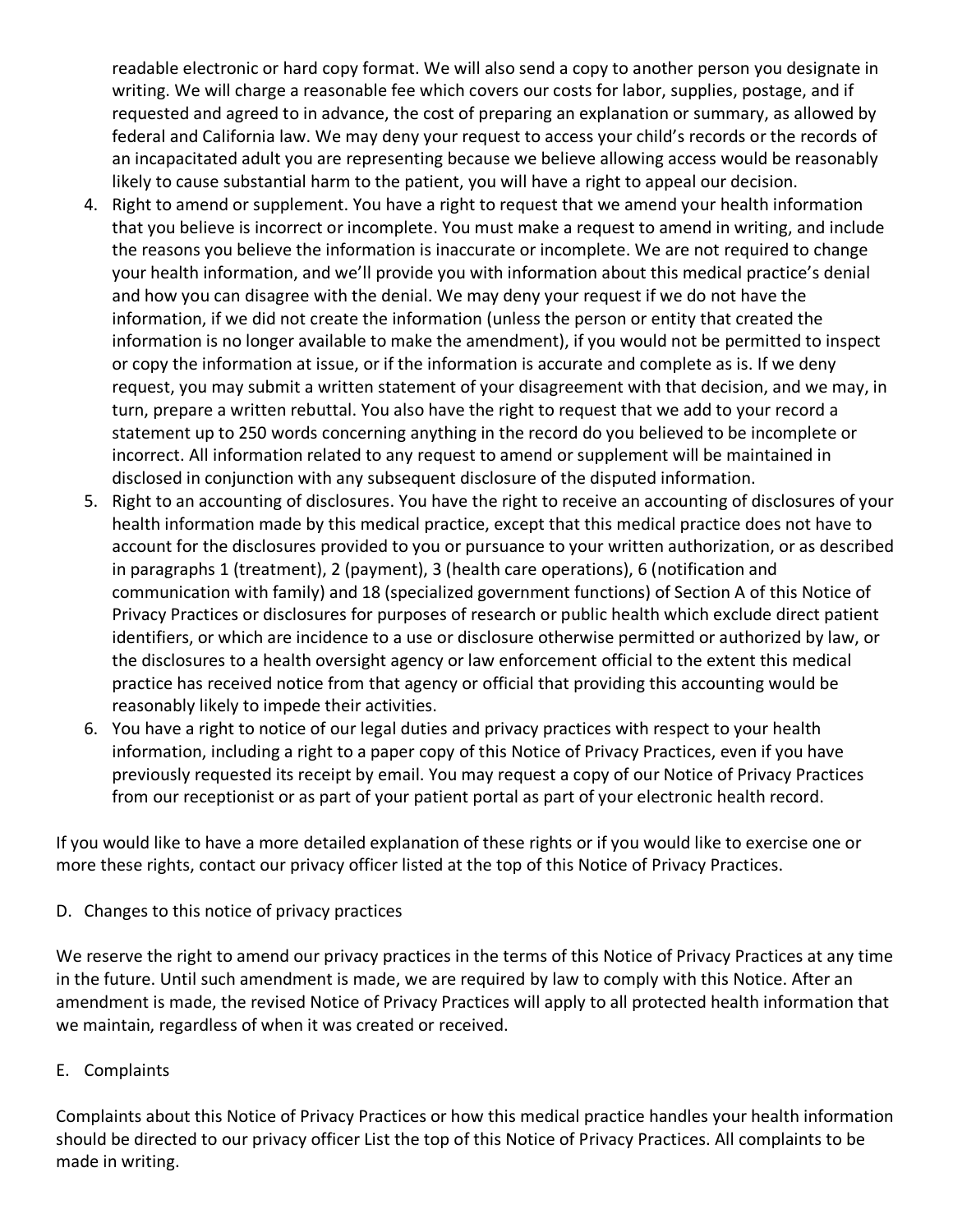readable electronic or hard copy format. We will also send a copy to another person you designate in writing. We will charge a reasonable fee which covers our costs for labor, supplies, postage, and if requested and agreed to in advance, the cost of preparing an explanation or summary, as allowed by federal and California law. We may deny your request to access your child's records or the records of an incapacitated adult you are representing because we believe allowing access would be reasonably likely to cause substantial harm to the patient, you will have a right to appeal our decision.

4. Right to amend or supplement. You have a right to request that we amend your health information that you believe is incorrect or incomplete. You must make a request to amend in writing, and include the reasons you believe the information is inaccurate or incomplete. We are not required to change your health information, and we'll provide you with information about this medical practice's denial and how you can disagree with the denial. We may deny your request if we do not have the information, if we did not create the information (unless the person or entity that created the information is no longer available to make the amendment), if you would not be permitted to inspect or copy the information at issue, or if the information is accurate and complete as is. If we deny request, you may submit a written statement of your disagreement with that decision, and we may, in turn, prepare a written rebuttal. You also have the right to request that we add to your record a statement up to 250 words concerning anything in the record do you believed to be incomplete or incorrect. All information related to any request to amend or supplement will be maintained in disclosed in conjunction with any subsequent disclosure of the disputed information.
5. Right to an accounting of disclosures. You have the right to receive an accounting of disclosures of your health information made by this medical practice, except that this medical practice does not have to account for the disclosures provided to you or pursuance to your written authorization, or as described in paragraphs 1 (treatment), 2 (payment), 3 (health care operations), 6 (notification and communication with family) and 18 (specialized government functions) of Section A of this Notice of Privacy Practices or disclosures for purposes of research or public health which exclude direct patient identifiers, or which are incidence to a use or disclosure otherwise permitted or authorized by law, or the disclosures to a health oversight agency or law enforcement official to the extent this medical practice has received notice from that agency or official that providing this accounting would be reasonably likely to impede their activities.
6. You have a right to notice of our legal duties and privacy practices with respect to your health information, including a right to a paper copy of this Notice of Privacy Practices, even if you have previously requested its receipt by email. You may request a copy of our Notice of Privacy Practices from our receptionist or as part of your patient portal as part of your electronic health record.

If you would like to have a more detailed explanation of these rights or if you would like to exercise one or more these rights, contact our privacy officer listed at the top of this Notice of Privacy Practices.

D. Changes to this notice of privacy practices

We reserve the right to amend our privacy practices in the terms of this Notice of Privacy Practices at any time in the future. Until such amendment is made, we are required by law to comply with this Notice. After an amendment is made, the revised Notice of Privacy Practices will apply to all protected health information that we maintain, regardless of when it was created or received.

E. Complaints

Complaints about this Notice of Privacy Practices or how this medical practice handles your health information should be directed to our privacy officer List the top of this Notice of Privacy Practices. All complaints to be made in writing.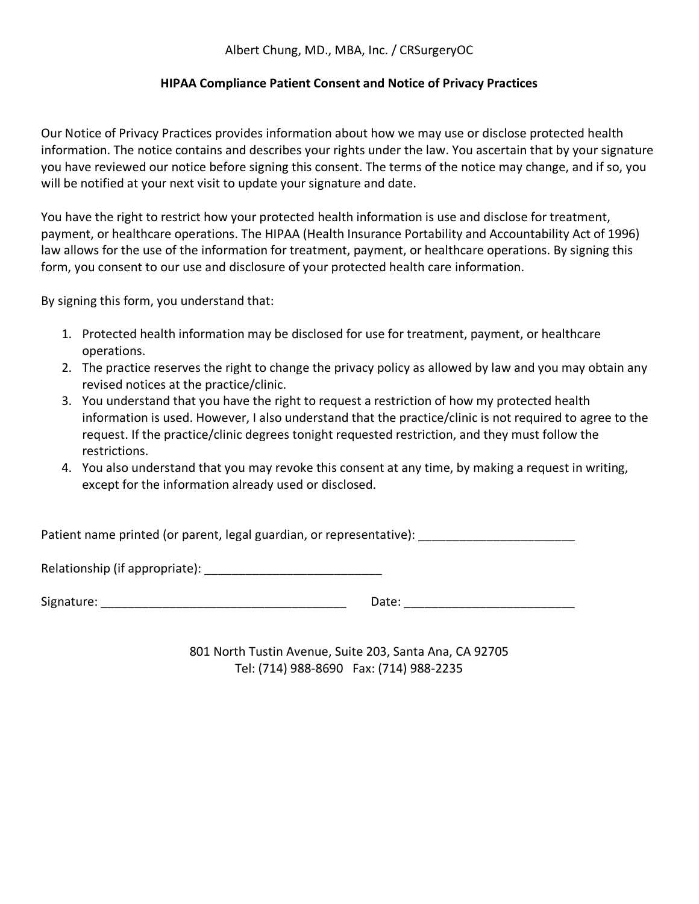Albert Chung, MD., MBA, Inc. / CRSurgeryOC

## HIPAA Compliance Patient Consent and Notice of Privacy Practices

Our Notice of Privacy Practices provides information about how we may use or disclose protected health information. The notice contains and describes your rights under the law. You ascertain that by your signature you have reviewed our notice before signing this consent. The terms of the notice may change, and if so, you will be notified at your next visit to update your signature and date.

You have the right to restrict how your protected health information is use and disclose for treatment, payment, or healthcare operations. The HIPAA (Health Insurance Portability and Accountability Act of 1996) law allows for the use of the information for treatment, payment, or healthcare operations. By signing this form, you consent to our use and disclosure of your protected health care information.

By signing this form, you understand that:

1. Protected health information may be disclosed for use for treatment, payment, or healthcare operations.
2. The practice reserves the right to change the privacy policy as allowed by law and you may obtain any revised notices at the practice/clinic.
3. You understand that you have the right to request a restriction of how my protected health information is used. However, I also understand that the practice/clinic is not required to agree to the request. If the practice/clinic degrees tonight requested restriction, and they must follow the restrictions.
4. You also understand that you may revoke this consent at any time, by making a request in writing, except for the information already used or disclosed.

Patient name printed (or parent, legal guardian, or representative): _______________________

Relationship (if appropriate): __________________________

Signature: ____________________________________ Date: _________________________

801 North Tustin Avenue, Suite 203, Santa Ana, CA 92705
Tel: (714) 988-8690 Fax: (714) 988-2235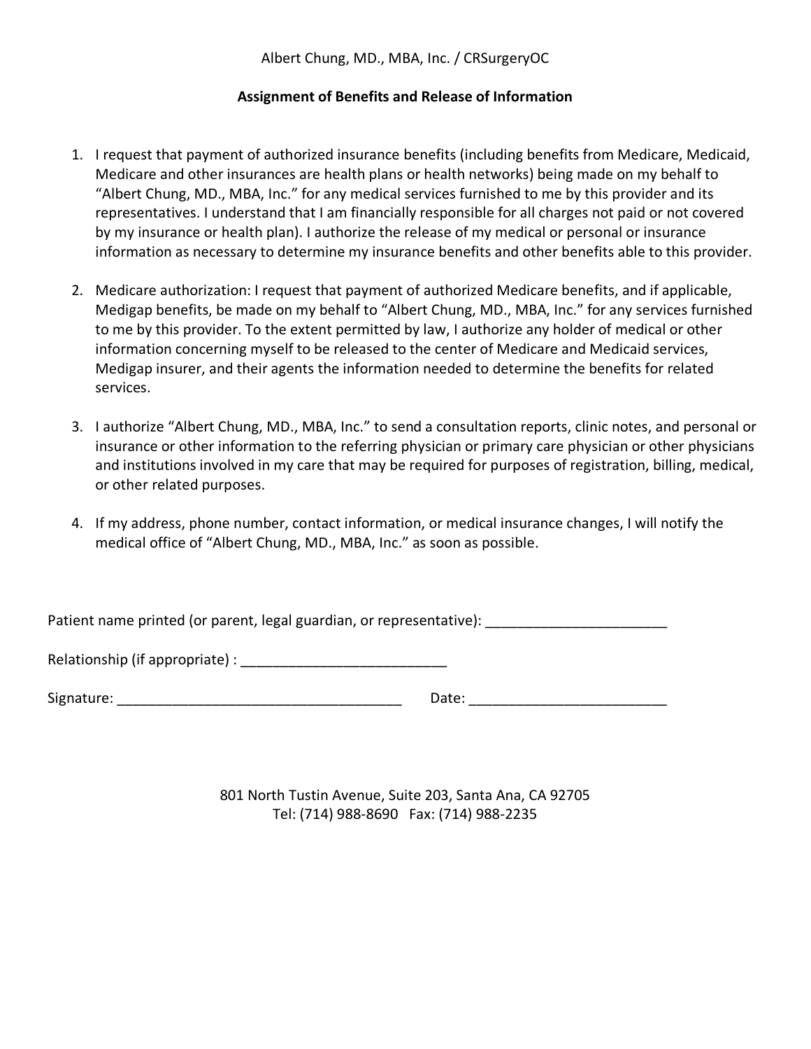Albert Chung, MD., MBA, Inc. / CRSurgeryOC

**Assignment of Benefits and Release of Information**

1. I request that payment of authorized insurance benefits (including benefits from Medicare, Medicaid, Medicare and other insurances are health plans or health networks) being made on my behalf to "Albert Chung, MD., MBA, Inc." for any medical services furnished to me by this provider and its representatives. I understand that I am financially responsible for all charges not paid or not covered by my insurance or health plan). I authorize the release of my medical or personal or insurance information as necessary to determine my insurance benefits and other benefits able to this provider.

2. Medicare authorization: I request that payment of authorized Medicare benefits, and if applicable, Medigap benefits, be made on my behalf to "Albert Chung, MD., MBA, Inc." for any services furnished to me by this provider. To the extent permitted by law, I authorize any holder of medical or other information concerning myself to be released to the center of Medicare and Medicaid services, Medigap insurer, and their agents the information needed to determine the benefits for related services.

3. I authorize "Albert Chung, MD., MBA, Inc." to send a consultation reports, clinic notes, and personal or insurance or other information to the referring physician or primary care physician or other physicians and institutions involved in my care that may be required for purposes of registration, billing, medical, or other related purposes.

4. If my address, phone number, contact information, or medical insurance changes, I will notify the medical office of "Albert Chung, MD., MBA, Inc." as soon as possible.

Patient name printed (or parent, legal guardian, or representative): _______________________

Relationship (if appropriate) : __________________________

Signature: ____________________________________ Date: _________________________

801 North Tustin Avenue, Suite 203, Santa Ana, CA 92705
Tel: (714) 988-8690 Fax: (714) 988-2235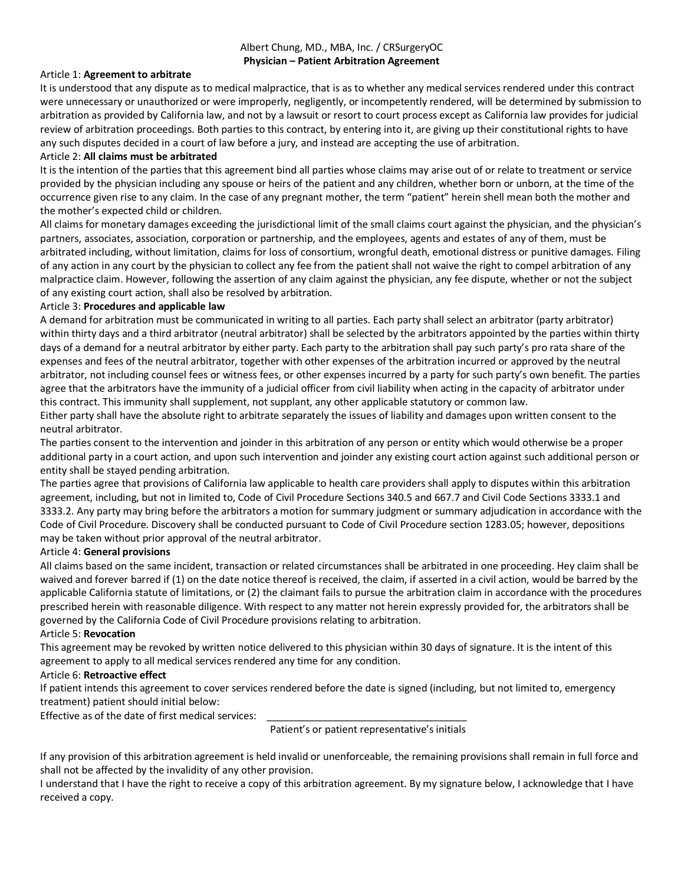Albert Chung, MD., MBA, Inc. / CRSurgeryOC

**Physician – Patient Arbitration Agreement**

Article 1: **Agreement to arbitrate**

It is understood that any dispute as to medical malpractice, that is as to whether any medical services rendered under this contract were unnecessary or unauthorized or were improperly, negligently, or incompetently rendered, will be determined by submission to arbitration as provided by California law, and not by a lawsuit or resort to court process except as California law provides for judicial review of arbitration proceedings. Both parties to this contract, by entering into it, are giving up their constitutional rights to have any such disputes decided in a court of law before a jury, and instead are accepting the use of arbitration.

Article 2: **All claims must be arbitrated**

It is the intention of the parties that this agreement bind all parties whose claims may arise out of or relate to treatment or service provided by the physician including any spouse or heirs of the patient and any children, whether born or unborn, at the time of the occurrence given rise to any claim. In the case of any pregnant mother, the term "patient" herein shell mean both the mother and the mother's expected child or children.

All claims for monetary damages exceeding the jurisdictional limit of the small claims court against the physician, and the physician's partners, associates, association, corporation or partnership, and the employees, agents and estates of any of them, must be arbitrated including, without limitation, claims for loss of consortium, wrongful death, emotional distress or punitive damages. Filing of any action in any court by the physician to collect any fee from the patient shall not waive the right to compel arbitration of any malpractice claim. However, following the assertion of any claim against the physician, any fee dispute, whether or not the subject of any existing court action, shall also be resolved by arbitration.

Article 3: **Procedures and applicable law**

A demand for arbitration must be communicated in writing to all parties. Each party shall select an arbitrator (party arbitrator) within thirty days and a third arbitrator (neutral arbitrator) shall be selected by the arbitrators appointed by the parties within thirty days of a demand for a neutral arbitrator by either party. Each party to the arbitration shall pay such party's pro rata share of the expenses and fees of the neutral arbitrator, together with other expenses of the arbitration incurred or approved by the neutral arbitrator, not including counsel fees or witness fees, or other expenses incurred by a party for such party's own benefit. The parties agree that the arbitrators have the immunity of a judicial officer from civil liability when acting in the capacity of arbitrator under this contract. This immunity shall supplement, not supplant, any other applicable statutory or common law.

Either party shall have the absolute right to arbitrate separately the issues of liability and damages upon written consent to the neutral arbitrator.

The parties consent to the intervention and joinder in this arbitration of any person or entity which would otherwise be a proper additional party in a court action, and upon such intervention and joinder any existing court action against such additional person or entity shall be stayed pending arbitration.

The parties agree that provisions of California law applicable to health care providers shall apply to disputes within this arbitration agreement, including, but not in limited to, Code of Civil Procedure Sections 340.5 and 667.7 and Civil Code Sections 3333.1 and 3333.2. Any party may bring before the arbitrators a motion for summary judgment or summary adjudication in accordance with the Code of Civil Procedure. Discovery shall be conducted pursuant to Code of Civil Procedure section 1283.05; however, depositions may be taken without prior approval of the neutral arbitrator.

Article 4: **General provisions**

All claims based on the same incident, transaction or related circumstances shall be arbitrated in one proceeding. Hey claim shall be waived and forever barred if (1) on the date notice thereof is received, the claim, if asserted in a civil action, would be barred by the applicable California statute of limitations, or (2) the claimant fails to pursue the arbitration claim in accordance with the procedures prescribed herein with reasonable diligence. With respect to any matter not herein expressly provided for, the arbitrators shall be governed by the California Code of Civil Procedure provisions relating to arbitration.

Article 5: **Revocation**

This agreement may be revoked by written notice delivered to this physician within 30 days of signature. It is the intent of this agreement to apply to all medical services rendered any time for any condition.

Article 6: **Retroactive effect**

If patient intends this agreement to cover services rendered before the date is signed (including, but not limited to, emergency treatment) patient should initial below:

Effective as of the date of first medical services: ____________________________________

Patient's or patient representative's initials

If any provision of this arbitration agreement is held invalid or unenforceable, the remaining provisions shall remain in full force and shall not be affected by the invalidity of any other provision.

I understand that I have the right to receive a copy of this arbitration agreement. By my signature below, I acknowledge that I have received a copy.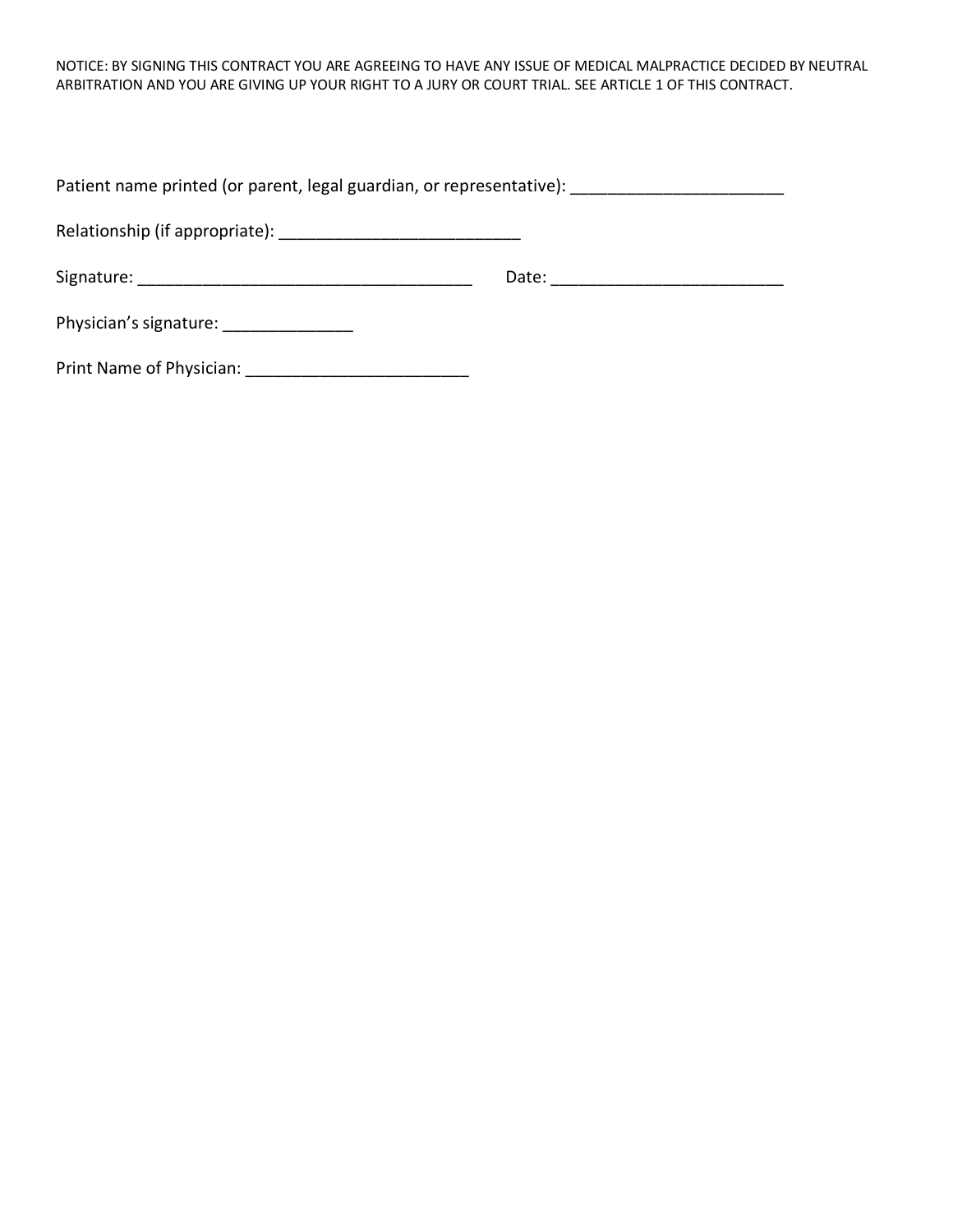NOTICE: BY SIGNING THIS CONTRACT YOU ARE AGREEING TO HAVE ANY ISSUE OF MEDICAL MALPRACTICE DECIDED BY NEUTRAL ARBITRATION AND YOU ARE GIVING UP YOUR RIGHT TO A JURY OR COURT TRIAL. SEE ARTICLE 1 OF THIS CONTRACT.

Patient name printed (or parent, legal guardian, or representative): _______________________

Relationship (if appropriate): __________________________

Signature: ____________________________________ Date: _________________________

Physician's signature: ______________

Print Name of Physician: ________________________